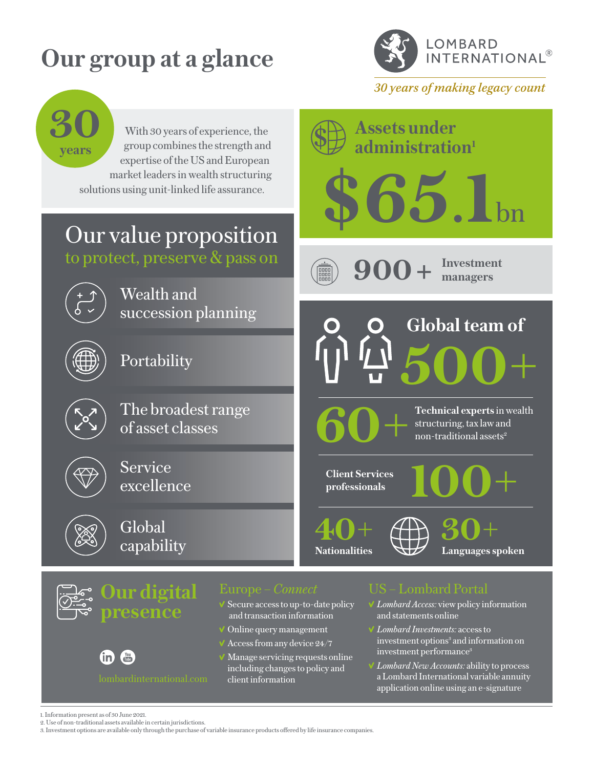# Our group at a glance

LOMBARD INTERNATIONAL®

*30 years of making legacy count*

**30 years**

With 30 years of experience, the group combines the strength and expertise of the US and European market leaders in wealth structuring solutions using unit-linked life assurance.

## Assets under administration[1]

**$65.1bn**

**900 +** Investment managers

## Our value proposition
to protect, preserve & pass on

- Wealth and succession planning
- Portability
- The broadest range of asset classes
- Service excellence
- Global capability

## Global team of 500+

**60+** **Technical experts** in wealth structuring, tax law and non-traditional assets[2]

**Client Services professionals** **100+**

**40+** Nationalities

**30+** Languages spoken

## Our digital presence

lombardinternational.com

### Europe – *Connect*

- Secure access to up-to-date policy and transaction information
- Online query management
- Access from any device 24/7
- Manage servicing requests online including changes to policy and client information

### US – Lombard Portal

- *Lombard Access:* view policy information and statements online
- *Lombard Investments:* access to investment options[3] and information on investment performance[3]
- *Lombard New Accounts:* ability to process a Lombard International variable annuity application online using an e-signature

1. Information present as of 30 June 2021.
2. Use of non-traditional assets available in certain jurisdictions.
3. Investment options are available only through the purchase of variable insurance products offered by life insurance companies.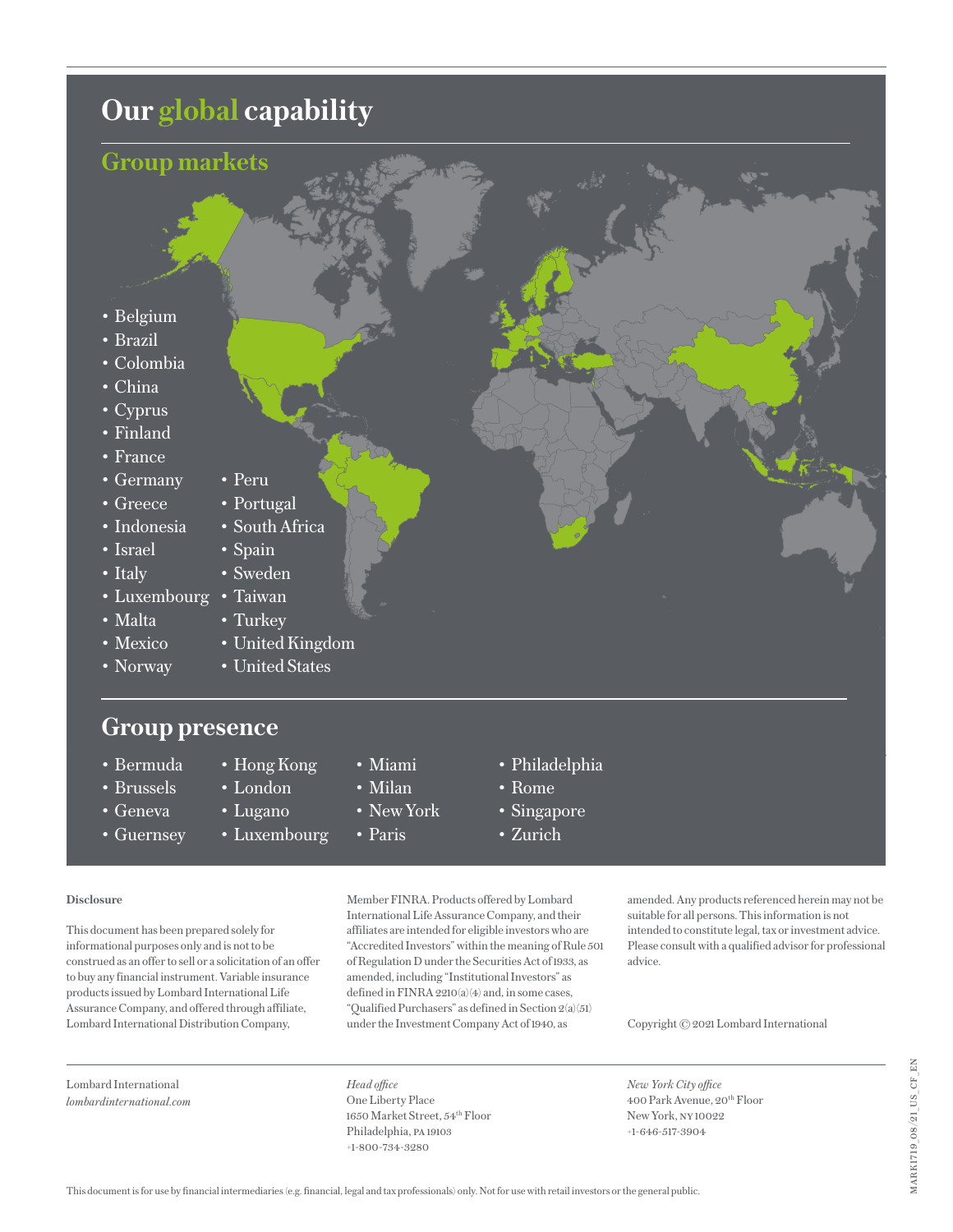# Our global capability

## Group markets

- Belgium
- Brazil
- Colombia
- China
- Cyprus
- Finland
- France
- Germany
- Greece
- Indonesia
- Israel
- Italy
- Luxembourg
- Malta
- Mexico
- Norway
- Peru
- Portugal
- South Africa
- Spain
- Sweden
- Taiwan
- Turkey
- United Kingdom
- United States

## Group presence

- Bermuda
- Brussels
- Geneva
- Guernsey
- Hong Kong
- London
- Lugano
- Luxembourg
- Miami
- Milan
- New York
- Paris
- Philadelphia
- Rome
- Singapore
- Zurich

**Disclosure**

This document has been prepared solely for informational purposes only and is not to be construed as an offer to sell or a solicitation of an offer to buy any financial instrument. Variable insurance products issued by Lombard International Life Assurance Company, and offered through affiliate, Lombard International Distribution Company, Member FINRA. Products offered by Lombard International Life Assurance Company, and their affiliates are intended for eligible investors who are "Accredited Investors" within the meaning of Rule 501 of Regulation D under the Securities Act of 1933, as amended, including "Institutional Investors" as defined in FINRA 2210(a)(4) and, in some cases, "Qualified Purchasers" as defined in Section 2(a)(51) under the Investment Company Act of 1940, as amended. Any products referenced herein may not be suitable for all persons. This information is not intended to constitute legal, tax or investment advice. Please consult with a qualified advisor for professional advice.

Copyright © 2021 Lombard International

Lombard International
*lombardinternational.com*

*Head office*
One Liberty Place
1650 Market Street, 54th Floor
Philadelphia, PA 19103
+1-800-734-3280

*New York City office*
400 Park Avenue, 20th Floor
New York, NY 10022
+1-646-517-3904

MARK1719_08/21_US_CF_EN

This document is for use by financial intermediaries (e.g. financial, legal and tax professionals) only. Not for use with retail investors or the general public.